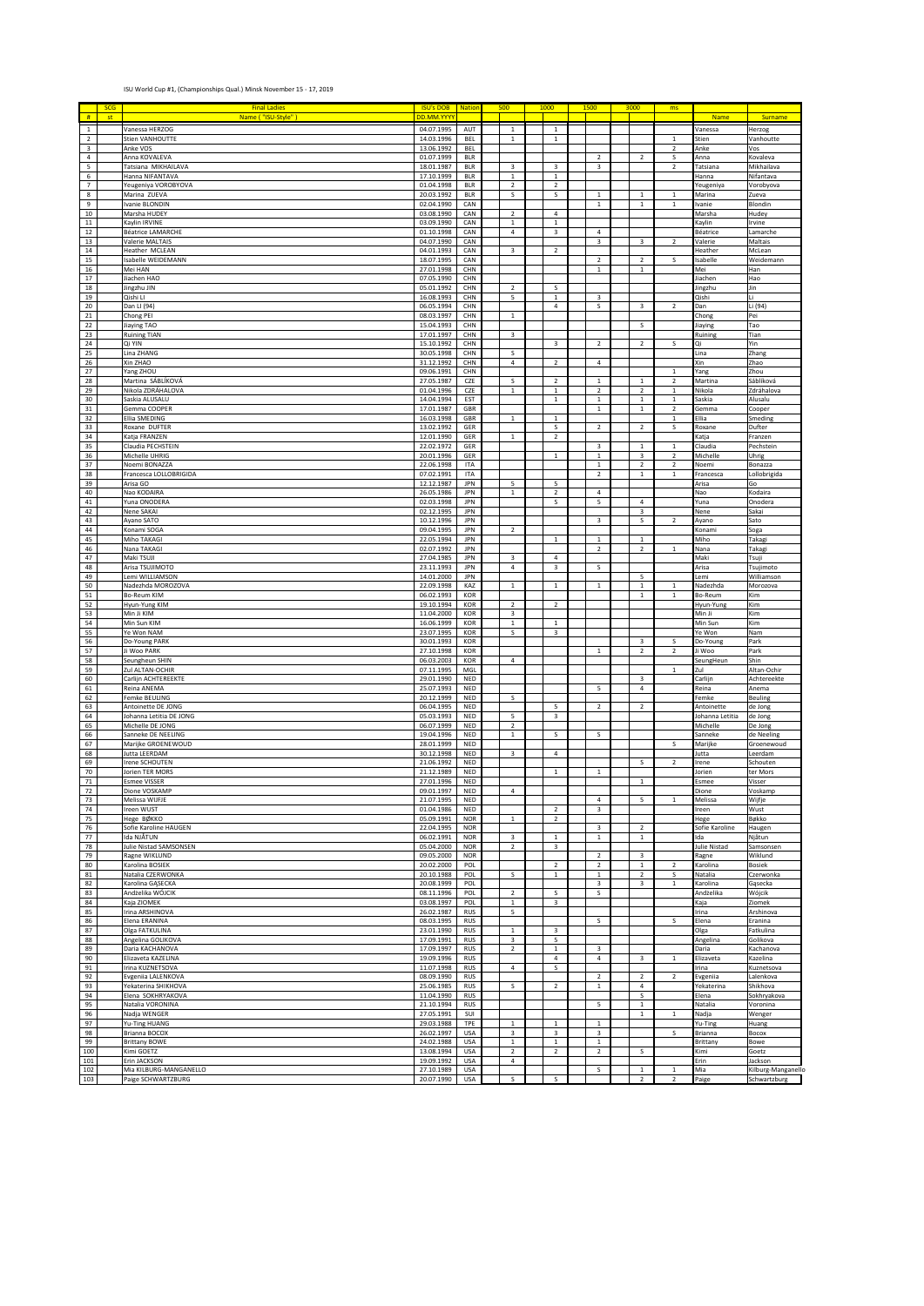ISU World Cup #1, (Championships Qual.) Minsk November 15 - 17, 2019

| # | SCG st | Final Ladies Name ( "ISU-Style" ) | ISU's DOB DD.MM.YYYY | Nation | 500 | 1000 | 1500 | 3000 | ms | Name | Surname |
|---|---|---|---|---|---|---|---|---|---|---|---|
| 1 | | Vanessa HERZOG | 04.07.1995 | AUT | 1 | 1 | | | | Vanessa | Herzog |
| 2 | | Stien VANHOUTTE | 14.03.1996 | BEL | 1 | 1 | | | 1 | Stien | Vanhoutte |
| 3 | | Anke VOS | 13.06.1992 | BEL | | | | | 2 | Anke | Vos |
| 4 | | Anna KOVALEVA | 01.07.1999 | BLR | | | 2 | 2 | 5 | Anna | Kovaleva |
| 5 | | Tatsiana MIKHAILAVA | 18.01.1987 | BLR | 3 | 3 | 3 | | 2 | Tatsiana | Mikhailava |
| 6 | | Hanna NIFANTAVA | 17.10.1999 | BLR | 1 | 1 | | | | Hanna | Nifantava |
| 7 | | Yevgeniya VOROBYOVA | 01.04.1998 | BLR | 2 | 2 | | | | Yevgeniya | Vorobyova |
| 8 | | Marina ZUEVA | 20.03.1992 | BLR | 5 | 5 | 1 | 1 | 1 | Marina | Zueva |
| 9 | | Ivanie BLONDIN | 02.04.1990 | CAN | | | 1 | 1 | 1 | Ivanie | Blondin |
| 10 | | Marsha HUDEY | 03.08.1990 | CAN | 2 | 4 | | | | Marsha | Hudey |
| 11 | | Kaylin IRVINE | 03.09.1990 | CAN | 1 | 1 | | | | Kaylin | Irvine |
| 12 | | Béatrice LAMARCHE | 01.10.1998 | CAN | 4 | 3 | 4 | | | Béatrice | Lamarche |
| 13 | | Valerie MALTAIS | 04.07.1990 | CAN | | | 3 | 3 | 2 | Valerie | Maltais |
| 14 | | Heather MCLEAN | 04.01.1993 | CAN | 3 | 2 | | | | Heather | McLean |
| 15 | | Isabelle WEIDEMANN | 18.07.1995 | CAN | | | 2 | 2 | 5 | Isabelle | Weidemann |
| 16 | | Mei HAN | 27.01.1998 | CHN | | | 1 | 1 | | Mei | Han |
| 17 | | Jiachen HAO | 07.05.1990 | CHN | | | | | | Jiachen | Hao |
| 18 | | Jingzhu JIN | 05.01.1992 | CHN | 2 | 5 | | | | Jingzhu | Jin |
| 19 | | Qishi LI | 16.08.1993 | CHN | 5 | 1 | 3 | | | Qishi | Li |
| 20 | | Dan LI (94) | 06.05.1994 | CHN | | 4 | 5 | 3 | 2 | Dan | Li (94) |
| 21 | | Chong PEI | 08.03.1997 | CHN | 1 | | | | | Chong | Pei |
| 22 | | Jiaying TAO | 15.04.1993 | CHN | | | | 5 | | Jiaying | Tao |
| 23 | | Ruining TIAN | 17.01.1997 | CHN | 3 | | | | | Ruining | Tian |
| 24 | | Qi YIN | 15.10.1992 | CHN | | 3 | 2 | 2 | 5 | Qi | Yin |
| 25 | | Lina ZHANG | 30.05.1998 | CHN | 5 | | | | | Lina | Zhang |
| 26 | | Xin ZHAO | 31.12.1992 | CHN | 4 | 2 | 4 | | | Xin | Zhao |
| 27 | | Yang ZHOU | 09.06.1991 | CHN | | | | | 1 | Yang | Zhou |
| 28 | | Martina SÁBLÍKOVÁ | 27.05.1987 | CZE | 5 | 2 | 1 | 1 | 2 | Martina | Sáblíková |
| 29 | | Nikola ZDRÁHALOVÁ | 01.04.1996 | CZE | 1 | 1 | 2 | 2 | 1 | Nikola | Zdráhalová |
| 30 | | Saskia ALUSALU | 14.04.1994 | EST | | 1 | 1 | 1 | 1 | Saskia | Alusalu |
| 31 | | Gemma COOPER | 17.01.1987 | GBR | | | 1 | 1 | 2 | Gemma | Cooper |
| 32 | | Ellia SMEDING | 16.03.1998 | GBR | 1 | 1 | | | 1 | Ellia | Smeding |
| 33 | | Roxane DUFTER | 13.02.1992 | GER | | 5 | 2 | 2 | 5 | Roxane | Dufter |
| 34 | | Katja FRANZEN | 12.01.1990 | GER | 1 | 2 | | | | Katja | Franzen |
| 35 | | Claudia PECHSTEIN | 22.02.1972 | GER | | | 3 | 1 | 1 | Claudia | Pechstein |
| 36 | | Michelle UHRIG | 20.01.1996 | GER | | 1 | 1 | 3 | 2 | Michelle | Uhrig |
| 37 | | Noemi BONAZZA | 22.06.1998 | ITA | | | 1 | 2 | 2 | Noemi | Bonazza |
| 38 | | Francesca LOLLOBRIGIDA | 07.02.1991 | ITA | | | 2 | 1 | 1 | Francesca | Lollobrigida |
| 39 | | Arisa GO | 12.12.1987 | JPN | 5 | 5 | | | | Arisa | Go |
| 40 | | Nao KODAIRA | 26.05.1986 | JPN | 1 | 2 | 4 | | | Nao | Kodaira |
| 41 | | Yuna ONODERA | 02.03.1998 | JPN | | 5 | 5 | 4 | | Yuna | Onodera |
| 42 | | Nene SAKAI | 02.12.1995 | JPN | | | | 3 | | Nene | Sakai |
| 43 | | Ayano SATO | 10.12.1996 | JPN | | | 3 | 5 | 2 | Ayano | Sato |
| 44 | | Konami SOGA | 09.04.1995 | JPN | 2 | | | | | Konami | Soga |
| 45 | | Miho TAKAGI | 22.05.1994 | JPN | | 1 | 1 | 1 | | Miho | Takagi |
| 46 | | Nana TAKAGI | 02.07.1992 | JPN | | | 2 | 2 | 1 | Nana | Takagi |
| 47 | | Maki TSUJI | 27.04.1985 | JPN | 3 | 4 | | | | Maki | Tsuji |
| 48 | | Arisa TSUJIMOTO | 23.11.1993 | JPN | 4 | 3 | 5 | | | Arisa | Tsujimoto |
| 49 | | Lemi WILLIAMSON | 14.01.2000 | JPN | | | | 5 | | Lemi | Williamson |
| 50 | | Nadezhda MOROZOVA | 22.09.1998 | KAZ | 1 | 1 | 1 | 1 | 1 | Nadezhda | Morozova |
| 51 | | Bo-Reum KIM | 06.02.1993 | KOR | | | | 1 | 1 | Bo-Reum | Kim |
| 52 | | Hyun-Yung KIM | 19.10.1994 | KOR | 2 | 2 | | | | Hyun-Yung | Kim |
| 53 | | Min Ji KIM | 11.04.2000 | KOR | 3 | | | | | Min Ji | Kim |
| 54 | | Min Sun KIM | 16.06.1999 | KOR | 1 | 1 | | | | Min Sun | Kim |
| 55 | | Ye Won NAM | 23.07.1995 | KOR | 5 | 3 | | | | Ye Won | Nam |
| 56 | | Do-Young PARK | 30.01.1993 | KOR | | | | 3 | 5 | Do-Young | Park |
| 57 | | Ji Woo PARK | 27.10.1998 | KOR | | | 1 | 2 | 2 | Ji Woo | Park |
| 58 | | Seungheun SHIN | 06.03.2003 | KOR | 4 | | | | | SeungHeun | Shin |
| 59 | | Zul ALTAN-OCHIR | 07.11.1995 | MGL | | | | | 1 | Zul | Altan-Ochir |
| 60 | | Carlijn ACHTEREEKTE | 29.01.1990 | NED | | | | 3 | | Carlijn | Achtereekte |
| 61 | | Reina ANEMA | 25.07.1993 | NED | | | 5 | 4 | | Reina | Anema |
| 62 | | Femke BEULING | 20.12.1999 | NED | 5 | | | | | Femke | Beuling |
| 63 | | Antoinette DE JONG | 06.04.1995 | NED | | 5 | 2 | 2 | | Antoinette | de Jong |
| 64 | | Johanna Letitia DE JONG | 05.03.1993 | NED | 5 | 3 | | | | Johanna Letitia | de Jong |
| 65 | | Michelle DE JONG | 06.07.1999 | NED | 2 | | | | | Michelle | De Jong |
| 66 | | Sanneke DE NEELING | 19.04.1996 | NED | 1 | 5 | 5 | | | Sanneke | de Neeling |
| 67 | | Marijke GROENEWOUD | 28.01.1999 | NED | | | | | 5 | Marijke | Groenewoud |
| 68 | | Jutta LEERDAM | 30.12.1998 | NED | 3 | 4 | | | | Jutta | Leerdam |
| 69 | | Irene SCHOUTEN | 21.06.1992 | NED | | | | 5 | 2 | Irene | Schouten |
| 70 | | Jorien TER MORS | 21.12.1989 | NED | | 1 | 1 | | | Jorien | ter Mors |
| 71 | | Esmee VISSER | 27.01.1996 | NED | | | | 1 | | Esmee | Visser |
| 72 | | Dione VOSKAMP | 09.01.1997 | NED | 4 | | | | | Dione | Voskamp |
| 73 | | Melissa WIJFJE | 21.07.1995 | NED | | | 4 | 5 | 1 | Melissa | Wijfje |
| 74 | | Ireen WUST | 01.04.1986 | NED | | 2 | 3 | | | Ireen | Wust |
| 75 | | Hege BØKKO | 05.09.1991 | NOR | 1 | 2 | | | | Hege | Bøkko |
| 76 | | Sofie Karoline HAUGEN | 22.04.1995 | NOR | | | 3 | 2 | | Sofie Karoline | Haugen |
| 77 | | Ida NJÅTUN | 06.02.1991 | NOR | 3 | 1 | 1 | 1 | | Ida | Njåtun |
| 78 | | Julie Nistad SAMSONSEN | 05.04.2000 | NOR | 2 | 3 | | | | Julie Nistad | Samsonsen |
| 79 | | Ragne WIKLUND | 09.05.2000 | NOR | | | 2 | 3 | | Ragne | Wiklund |
| 80 | | Karolina BOSIEK | 20.02.2000 | POL | | 2 | 2 | 1 | 2 | Karolina | Bosiek |
| 81 | | Natalia CZERWONKA | 20.10.1988 | POL | 5 | 1 | 1 | 2 | 5 | Natalia | Czerwonka |
| 82 | | Karolina GĄSECKA | 20.08.1999 | POL | | | 3 | 3 | 1 | Karolina | Gąsecka |
| 83 | | Andżelika WÓJCIK | 08.11.1996 | POL | 2 | 5 | 5 | | | Andżelika | Wójcik |
| 84 | | Kaja ZIOMEK | 03.08.1997 | POL | 1 | 3 | | | | Kaja | Ziomek |
| 85 | | Irina ARSHINOVA | 26.02.1987 | RUS | 5 | | | | | Irina | Arshinova |
| 86 | | Elena ERANINA | 08.03.1995 | RUS | | | 5 | | 5 | Elena | Eranina |
| 87 | | Olga FATKULINA | 23.01.1990 | RUS | 1 | 3 | | | | Olga | Fatkulina |
| 88 | | Angelina GOLIKOVA | 17.09.1991 | RUS | 3 | 5 | | | | Angelina | Golikova |
| 89 | | Daria KACHANOVA | 17.09.1997 | RUS | 2 | 1 | 3 | | | Daria | Kachanova |
| 90 | | Elizaveta KAZELINA | 19.09.1996 | RUS | | 4 | 4 | 3 | 1 | Elizaveta | Kazelina |
| 91 | | Irina KUZNETSOVA | 11.07.1998 | RUS | 4 | 5 | | | | Irina | Kuznetsova |
| 92 | | Evgeniia LALENKOVA | 08.09.1990 | RUS | | | 2 | 2 | 2 | Evgeniia | Lalenkova |
| 93 | | Yekaterina SHIKHOVA | 25.06.1985 | RUS | 5 | 2 | 1 | 4 | | Yekaterina | Shikhova |
| 94 | | Elena SOKHRYAKOVA | 11.04.1990 | RUS | | | | 5 | | Elena | Sokhryakova |
| 95 | | Natalia VORONINA | 21.10.1994 | RUS | | | 5 | 1 | | Natalia | Voronina |
| 96 | | Nadja WENGER | 27.05.1991 | SUI | | | | 1 | 1 | Nadja | Wenger |
| 97 | | Yu-Ting HUANG | 29.03.1988 | TPE | 1 | 1 | 1 | | | Yu-Ting | Huang |
| 98 | | Brianna BOCOX | 26.02.1997 | USA | 3 | 3 | 3 | | 5 | Brianna | Bocox |
| 99 | | Brittany BOWE | 24.02.1988 | USA | 1 | 1 | 1 | | | Brittany | Bowe |
| 100 | | Kimi GOETZ | 13.08.1994 | USA | 2 | 2 | 2 | 5 | | Kimi | Goetz |
| 101 | | Erin JACKSON | 19.09.1992 | USA | 4 | | | | | Erin | Jackson |
| 102 | | Mia KILBURG-MANGANELLO | 27.10.1989 | USA | | | 5 | 1 | 1 | Mia | Kilburg-Manganello |
| 103 | | Paige SCHWARTZBURG | 20.07.1990 | USA | 5 | 5 | | 2 | 2 | Paige | Schwartzburg |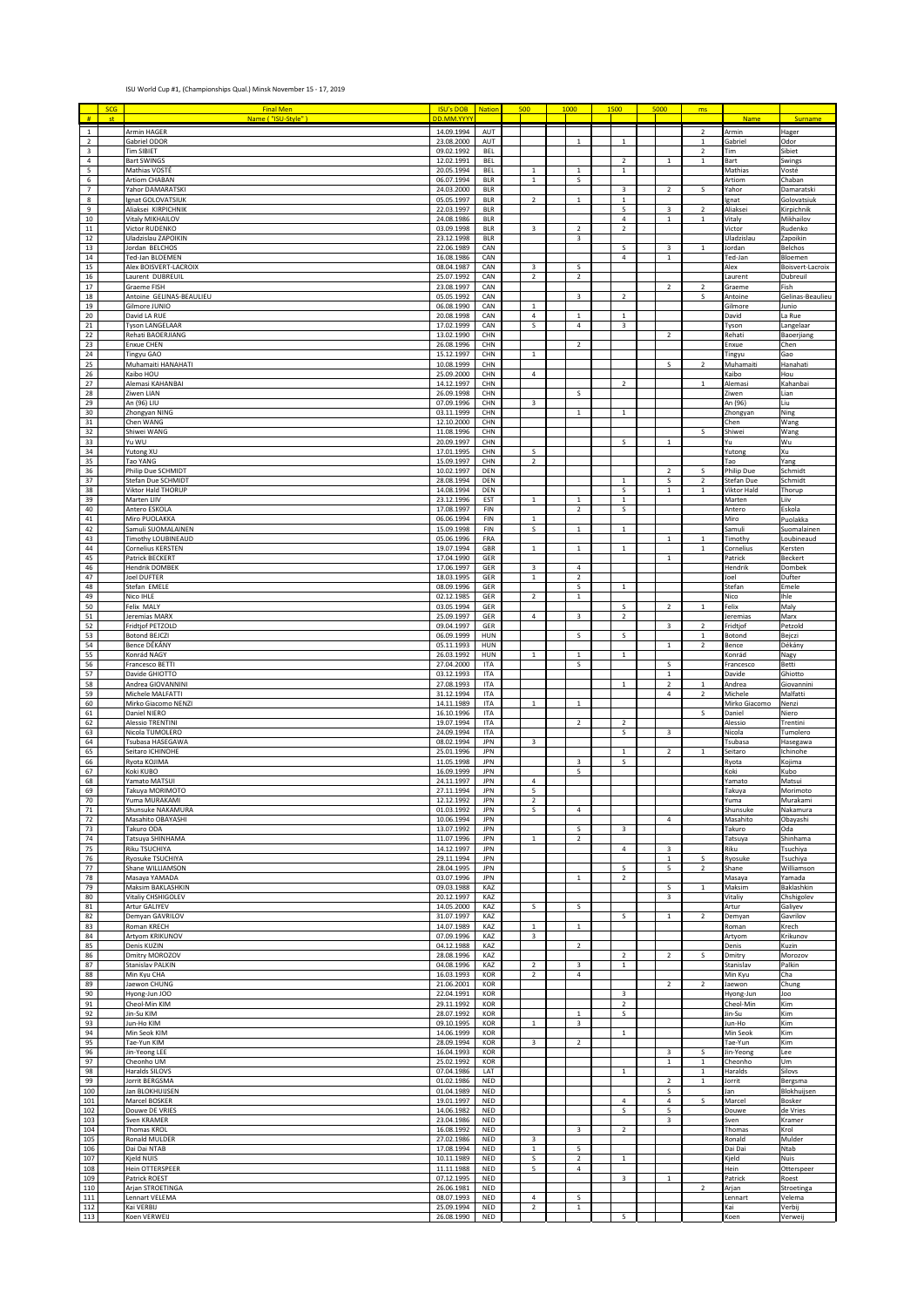ISU World Cup #1, (Championships Qual.) Minsk November 15 - 17, 2019

| # | SCG st | Final Men Name ("ISU-Style") | ISU's DOB DD.MM.YYYY | Nation | 500 | 1000 | 1500 | 5000 | ms | Name | Surname |
|---|---|---|---|---|---|---|---|---|---|---|---|
| 1 | | Armin HAGER | 14.09.1994 | AUT | | | | | 2 | Armin | Hager |
| 2 | | Gabriel ODOR | 23.08.2000 | AUT | | 1 | 1 | | 1 | Gabriel | Odor |
| 3 | | Tim SIBIET | 09.02.1992 | BEL | | | | | 2 | Tim | Sibiet |
| 4 | | Bart SWINGS | 12.02.1991 | BEL | | | 2 | 1 | 1 | Bart | Swings |
| 5 | | Mathias VOSTÉ | 20.05.1994 | BEL | 1 | 1 | 1 | | | Mathias | Vosté |
| 6 | | Artiom CHABAN | 06.07.1994 | BLR | 1 | S | | | | Artiom | Chaban |
| 7 | | Yahor DAMARATSKI | 24.03.2000 | BLR | | | 3 | 2 | S | Yahor | Damaratski |
| 8 | | Ignat GOLOVATSIUK | 05.05.1997 | BLR | 2 | 1 | 1 | | | Ignat | Golovatsiuk |
| 9 | | Aliaksei KIRPICHNIK | 22.03.1997 | BLR | | | S | 3 | 2 | Aliaksei | Kirpichnik |
| 10 | | Vitaly MIKHAILOV | 24.08.1986 | BLR | | | 4 | 1 | 1 | Vitaly | Mikhailov |
| 11 | | Victor RUDENKO | 03.09.1998 | BLR | 3 | 2 | 2 | | | Victor | Rudenko |
| 12 | | Uladzislau ZAPOIKIN | 23.12.1998 | BLR | | 3 | | | | Uladzislau | Zapoikin |
| 13 | | Jordan BELCHOS | 22.06.1989 | CAN | | | S | 3 | 1 | Jordan | Belchos |
| 14 | | Ted-Jan BLOEMEN | 16.08.1986 | CAN | | | 4 | 1 | | Ted-Jan | Bloemen |
| 15 | | Alex BOISVERT-LACROIX | 08.04.1987 | CAN | 3 | S | | | | Alex | Boisvert-Lacroix |
| 16 | | Laurent DUBREUIL | 25.07.1992 | CAN | 2 | 2 | | | | Laurent | Dubreuil |
| 17 | | Graeme FISH | 23.08.1997 | CAN | | | | 2 | 2 | Graeme | Fish |
| 18 | | Antoine GELINAS-BEAULIEU | 05.05.1992 | CAN | | 3 | 2 | | S | Antoine | Gelinas-Beaulieu |
| 19 | | Gilmore JUNIO | 06.08.1990 | CAN | 1 | | | | | Gilmore | Junio |
| 20 | | David LA RUE | 20.08.1998 | CAN | 4 | 1 | 1 | | | David | La Rue |
| 21 | | Tyson LANGELAAR | 17.02.1999 | CAN | S | 4 | 3 | | | Tyson | Langelaar |
| 22 | | Rehati BAOERJIANG | 13.02.1990 | CHN | | | | 2 | | Rehati | Baoerjiang |
| 23 | | Enxue CHEN | 26.08.1996 | CHN | | 2 | | | | Enxue | Chen |
| 24 | | Tingyu GAO | 15.12.1997 | CHN | 1 | | | | | Tingyu | Gao |
| 25 | | Muhamaiti HANAHATI | 10.08.1999 | CHN | | | | S | 2 | Muhamaiti | Hanahati |
| 26 | | Kaibo HOU | 25.09.2000 | CHN | 4 | | | | | Kaibo | Hou |
| 27 | | Alemasi KAHANBAI | 14.12.1997 | CHN | | | 2 | | 1 | Alemasi | Kahanbai |
| 28 | | Ziwen LIAN | 26.09.1998 | CHN | | S | | | | Ziwen | Lian |
| 29 | | An (96) LIU | 07.09.1996 | CHN | 3 | | | | | An (96) | Liu |
| 30 | | Zhongyan NING | 03.11.1999 | CHN | | 1 | 1 | | | Zhongyan | Ning |
| 31 | | Chen WANG | 12.10.2000 | CHN | | | | | | Chen | Wang |
| 32 | | Shiwei WANG | 11.08.1996 | CHN | | | | | S | Shiwei | Wang |
| 33 | | Yu WU | 20.09.1997 | CHN | | | S | 1 | | Yu | Wu |
| 34 | | Yutong XU | 17.01.1995 | CHN | S | | | | | Yutong | Xu |
| 35 | | Tao YANG | 15.09.1997 | CHN | 2 | | | | | Tao | Yang |
| 36 | | Philip Due SCHMIDT | 10.02.1997 | DEN | | | | 2 | S | Philip Due | Schmidt |
| 37 | | Stefan Due SCHMIDT | 28.08.1994 | DEN | | | 1 | S | 2 | Stefan Due | Schmidt |
| 38 | | Viktor Hald THORUP | 14.08.1994 | DEN | | | S | 1 | 1 | Viktor Hald | Thorup |
| 39 | | Marten LIIV | 23.12.1996 | EST | 1 | 1 | 1 | | | Marten | Liiv |
| 40 | | Antero ESKOLA | 17.08.1997 | FIN | | 2 | S | | | Antero | Eskola |
| 41 | | Miro PUOLAKKA | 06.06.1994 | FIN | 1 | | | | | Miro | Puolakka |
| 42 | | Samuli SUOMALAINEN | 15.09.1998 | FIN | S | 1 | 1 | | | Samuli | Suomalainen |
| 43 | | Timothy LOUBINEAUD | 05.06.1996 | FRA | | | | 1 | 1 | Timothy | Loubineaud |
| 44 | | Cornelius KERSTEN | 19.07.1994 | GBR | 1 | 1 | 1 | | 1 | Cornelius | Kersten |
| 45 | | Patrick BECKERT | 17.04.1990 | GER | | | | 1 | | Patrick | Beckert |
| 46 | | Hendrik DOMBEK | 17.06.1997 | GER | 3 | 4 | | | | Hendrik | Dombek |
| 47 | | Joel DUFTER | 18.03.1995 | GER | 1 | 2 | | | | Joel | Dufter |
| 48 | | Stefan EMELE | 08.09.1996 | GER | | S | 1 | | | Stefan | Emele |
| 49 | | Nico IHLE | 02.12.1985 | GER | 2 | 1 | | | | Nico | Ihle |
| 50 | | Felix MALY | 03.05.1994 | GER | | | S | 2 | 1 | Felix | Maly |
| 51 | | Jeremias MARX | 25.09.1997 | GER | 4 | 3 | 2 | | | Jeremias | Marx |
| 52 | | Fridtjof PETZOLD | 09.04.1997 | GER | | | | 3 | 2 | Fridtjof | Petzold |
| 53 | | Botond BEJCZI | 06.09.1999 | HUN | | S | S | | | Botond | Bejczi |
| 54 | | Bence DÉKÁNY | 05.11.1993 | HUN | | | | 1 | 2 | Bence | Dékány |
| 55 | | Konrád NAGY | 26.03.1992 | HUN | 1 | 1 | 1 | | | Konrád | Nagy |
| 56 | | Francesco BETTI | 27.04.2000 | ITA | | S | | S | | Francesco | Betti |
| 57 | | Davide GHIOTTO | 03.12.1993 | ITA | | | | 1 | | Davide | Ghiotto |
| 58 | | Andrea GIOVANNINI | 27.08.1993 | ITA | | | 1 | 2 | 1 | Andrea | Giovannini |
| 59 | | Michele MALFATTI | 31.12.1994 | ITA | | | | 4 | 2 | Michele | Malfatti |
| 60 | | Mirko Giacomo NENZI | 14.11.1989 | ITA | 1 | 1 | | | | Mirko Giacomo | Nenzi |
| 61 | | Daniel NIERO | 16.10.1996 | ITA | | | | | S | Daniel | Niero |
| 62 | | Alessio TRENTINI | 19.07.1994 | ITA | | 2 | 2 | | | Alessio | Trentini |
| 63 | | Nicola TUMOLERO | 24.09.1994 | ITA | | | S | 3 | | Nicola | Tumolero |
| 64 | | Tsubasa HASEGAWA | 08.02.1994 | JPN | 3 | | | | | Tsubasa | Hasegawa |
| 65 | | Seitaro ICHINOHE | 25.01.1996 | JPN | | | 1 | 2 | 1 | Seitaro | Ichinohe |
| 66 | | Ryota KOJIMA | 11.05.1998 | JPN | | 3 | S | | | Ryota | Kojima |
| 67 | | Koki KUBO | 16.09.1999 | JPN | | S | | | | Koki | Kubo |
| 68 | | Yamato MATSUI | 24.11.1997 | JPN | 4 | | | | | Yamato | Matsui |
| 69 | | Takuya MORIMOTO | 27.11.1994 | JPN | S | | | | | Takuya | Morimoto |
| 70 | | Yuma MURAKAMI | 12.12.1992 | JPN | 2 | | | | | Yuma | Murakami |
| 71 | | Shunsuke NAKAMURA | 01.03.1992 | JPN | S | 4 | | | | Shunsuke | Nakamura |
| 72 | | Masahito OBAYASHI | 10.06.1994 | JPN | | | | 4 | | Masahito | Obayashi |
| 73 | | Takuro ODA | 13.07.1992 | JPN | | S | 3 | | | Takuro | Oda |
| 74 | | Tatsuya SHINHAMA | 11.07.1996 | JPN | 1 | 2 | | | | Tatsuya | Shinhama |
| 75 | | Riku TSUCHIYA | 14.12.1997 | JPN | | | 4 | 3 | | Riku | Tsuchiya |
| 76 | | Ryosuke TSUCHIYA | 29.11.1994 | JPN | | | | 1 | S | Ryosuke | Tsuchiya |
| 77 | | Shane WILLIAMSON | 28.04.1995 | JPN | | | S | S | 2 | Shane | Williamson |
| 78 | | Masaya YAMADA | 03.07.1996 | JPN | | 1 | 2 | | | Masaya | Yamada |
| 79 | | Maksim BAKLASHKIN | 09.03.1988 | KAZ | | | | S | 1 | Maksim | Baklashkin |
| 80 | | Vitaliy CHSHIGOLEV | 20.12.1997 | KAZ | | | | 3 | | Vitaliy | Chshigolev |
| 81 | | Artur GALIYEV | 14.05.2000 | KAZ | S | S | | | | Artur | Galiyev |
| 82 | | Demyan GAVRILOV | 31.07.1997 | KAZ | | | S | 1 | 2 | Demyan | Gavrilov |
| 83 | | Roman KRECH | 14.07.1989 | KAZ | 1 | 1 | | | | Roman | Krech |
| 84 | | Artyom KRIKUNOV | 07.09.1996 | KAZ | 3 | | | | | Artyom | Krikunov |
| 85 | | Denis KUZIN | 04.12.1988 | KAZ | | 2 | | | | Denis | Kuzin |
| 86 | | Dmitry MOROZOV | 28.08.1996 | KAZ | | | 2 | 2 | S | Dmitry | Morozov |
| 87 | | Stanislav PALKIN | 04.08.1996 | KAZ | 2 | 3 | 1 | | | Stanislav | Palkin |
| 88 | | Min Kyu CHA | 16.03.1993 | KOR | 2 | 4 | | | | Min Kyu | Cha |
| 89 | | Jaewon CHUNG | 21.06.2001 | KOR | | | | 2 | 2 | Jaewon | Chung |
| 90 | | Hyong-Jun JOO | 22.04.1991 | KOR | | | 3 | | | Hyong-Jun | Joo |
| 91 | | Cheol-Min KIM | 29.11.1992 | KOR | | | 2 | | | Cheol-Min | Kim |
| 92 | | Jin-Su KIM | 28.07.1992 | KOR | | 1 | S | | | Jin-Su | Kim |
| 93 | | Jun-Ho KIM | 09.10.1995 | KOR | 1 | 3 | | | | Jun-Ho | Kim |
| 94 | | Min Seok KIM | 14.06.1999 | KOR | | | 1 | | | Min Seok | Kim |
| 95 | | Tae-Yun KIM | 28.09.1994 | KOR | 3 | 2 | | | | Tae-Yun | Kim |
| 96 | | Jin-Yeong LEE | 16.04.1993 | KOR | | | | 3 | S | Jin-Yeong | Lee |
| 97 | | Cheonho UM | 25.02.1992 | KOR | | | | 1 | 1 | Cheonho | Um |
| 98 | | Haralds SILOVS | 07.04.1986 | LAT | | | 1 | | 1 | Haralds | Silovs |
| 99 | | Jorrit BERGSMA | 01.02.1986 | NED | | | | 2 | 1 | Jorrit | Bergsma |
| 100 | | Jan BLOKHUIJSEN | 01.04.1989 | NED | | | | S | | Jan | Blokhuijsen |
| 101 | | Marcel BOSKER | 19.01.1997 | NED | | | 4 | 4 | S | Marcel | Bosker |
| 102 | | Douwe DE VRIES | 14.06.1982 | NED | | | S | S | | Douwe | de Vries |
| 103 | | Sven KRAMER | 23.04.1986 | NED | | | | 3 | | Sven | Kramer |
| 104 | | Thomas KROL | 16.08.1992 | NED | | 3 | 2 | | | Thomas | Krol |
| 105 | | Ronald MULDER | 27.02.1986 | NED | 3 | | | | | Ronald | Mulder |
| 106 | | Dai Dai NTAB | 17.08.1994 | NED | 1 | S | | | | Dai Dai | Ntab |
| 107 | | Kjeld NUIS | 10.11.1989 | NED | S | 2 | 1 | | | Kjeld | Nuis |
| 108 | | Hein OTTERSPEER | 11.11.1988 | NED | S | 4 | | | | Hein | Otterspeer |
| 109 | | Patrick ROEST | 07.12.1995 | NED | | | 3 | 1 | | Patrick | Roest |
| 110 | | Arjan STROETINGA | 26.06.1981 | NED | | | | | 2 | Arjan | Stroetinga |
| 111 | | Lennart VELEMA | 08.07.1993 | NED | 4 | S | | | | Lennart | Velema |
| 112 | | Kai VERBIJ | 25.09.1994 | NED | 2 | 1 | | | | Kai | Verbij |
| 113 | | Koen VERWEIJ | 26.08.1990 | NED | | | S | | | Koen | Verweij |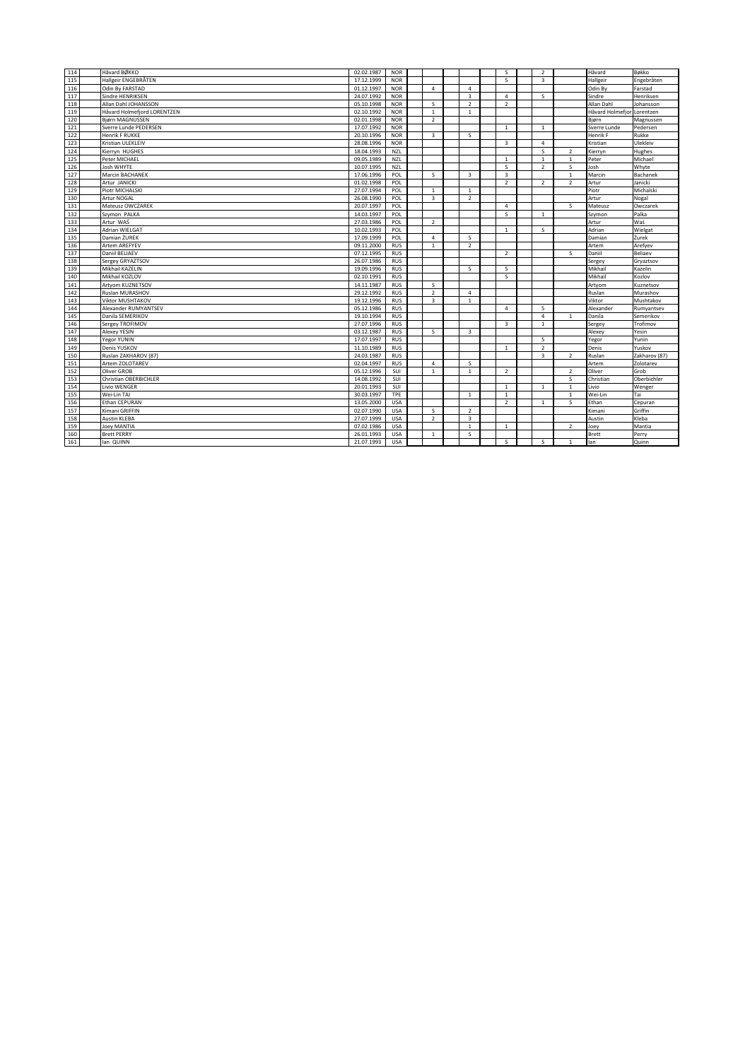| | | | | | | | | | | | |
|---|---|---|---|---|---|---|---|---|---|---|---|
| 114 | | Håvard BØKKO | 02.02.1987 | NOR | | | S | 2 | | Håvard | Bøkko |
| 115 | | Hallgeir ENGEBRÅTEN | 17.12.1999 | NOR | | | 5 | 3 | | Hallgeir | Engebråten |
| 116 | | Odin By FARSTAD | 01.12.1997 | NOR | 4 | 4 | | | | Odin By | Farstad |
| 117 | | Sindre HENRIKSEN | 24.07.1992 | NOR | | 3 | 4 | S | | Sindre | Henriksen |
| 118 | | Allan Dahl JOHANSSON | 05.10.1998 | NOR | S | 2 | 2 | | | Allan Dahl | Johansson |
| 119 | | Håvard Holmefjord LORENTZEN | 02.10.1992 | NOR | 1 | 1 | | | | Håvard Holmefjor | Lorentzen |
| 120 | | Bjørn MAGNUSSEN | 02.01.1998 | NOR | 2 | | | | | Bjørn | Magnussen |
| 121 | | Sverre Lunde PEDERSEN | 17.07.1992 | NOR | | | 1 | 1 | | Sverre Lunde | Pedersen |
| 122 | | Henrik F RUKKE | 20.10.1996 | NOR | 3 | S | | | | Henrik F | Rukke |
| 123 | | Kristian ULEKLEIV | 28.08.1996 | NOR | | | 3 | 4 | | Kristian | Ulekleiv |
| 124 | | Kierryn HUGHES | 18.04.1993 | NZL | | | | S | 2 | Kierryn | Hughes |
| 125 | | Peter MICHAEL | 09.05.1989 | NZL | | | 1 | 1 | 1 | Peter | Michael |
| 126 | | Josh WHYTE | 10.07.1995 | NZL | | | S | 2 | S | Josh | Whyte |
| 127 | | Marcin BACHANEK | 17.06.1996 | POL | S | 3 | 3 | | 1 | Marcin | Bachanek |
| 128 | | Artur JANICKI | 01.02.1998 | POL | | | 2 | 2 | 2 | Artur | Janicki |
| 129 | | Piotr MICHALSKI | 27.07.1994 | POL | 1 | 1 | | | | Piotr | Michalski |
| 130 | | Artur NOGAL | 26.08.1990 | POL | 3 | 2 | | | | Artur | Nogal |
| 131 | | Mateusz OWCZAREK | 20.07.1997 | POL | | | 4 | | S | Mateusz | Owczarek |
| 132 | | Szymon PALKA | 14.03.1997 | POL | | | S | 1 | | Szymon | Palka |
| 133 | | Artur WAŚ | 27.03.1986 | POL | 2 | | | | | Artur | Waś |
| 134 | | Adrian WIELGAT | 10.02.1993 | POL | | | 1 | S | | Adrian | Wielgat |
| 135 | | Damian ŻUREK | 17.09.1999 | POL | 4 | S | | | | Damian | Żurek |
| 136 | | Artem AREFYEV | 09.11.2000 | RUS | 1 | 2 | | | | Artem | Arefyev |
| 137 | | Daniil BELIAEV | 07.12.1995 | RUS | | | 2 | | S | Daniil | Beliaev |
| 138 | | Sergey GRYAZTSOV | 26.07.1986 | RUS | | | | | | Sergey | Gryaztsov |
| 139 | | Mikhail KAZELIN | 19.09.1996 | RUS | | 5 | 5 | | | Mikhail | Kazelin |
| 140 | | Mikhail KOZLOV | 02.10.1991 | RUS | | | S | | | Mikhail | Kozlov |
| 141 | | Artyom KUZNETSOV | 14.11.1987 | RUS | S | | | | | Artyom | Kuznetsov |
| 142 | | Ruslan MURASHOV | 29.12.1992 | RUS | 2 | 4 | | | | Ruslan | Murashov |
| 143 | | Viktor MUSHTAKOV | 19.12.1996 | RUS | 3 | 1 | | | | Viktor | Mushtakov |
| 144 | | Alexander RUMYANTSEV | 05.12.1986 | RUS | | | 4 | 5 | | Alexander | Rumyantsev |
| 145 | | Danila SEMERIKOV | 19.10.1994 | RUS | | | | 4 | 1 | Danila | Semerikov |
| 146 | | Sergey TROFIMOV | 27.07.1996 | RUS | | | 3 | 1 | | Sergey | Trofimov |
| 147 | | Alexey YESIN | 03.12.1987 | RUS | 5 | 3 | | | | Alexey | Yesin |
| 148 | | Yegor YUNIN | 17.07.1997 | RUS | | | | S | | Yegor | Yunin |
| 149 | | Denis YUSKOV | 11.10.1989 | RUS | | | 1 | 2 | | Denis | Yuskov |
| 150 | | Ruslan ZAKHAROV (87) | 24.03.1987 | RUS | | | | 3 | 2 | Ruslan | Zakharov (87) |
| 151 | | Artem ZOLOTAREV | 02.04.1997 | RUS | 4 | S | | | | Artem | Zolotarev |
| 152 | | Oliver GROB | 05.12.1996 | SUI | 1 | 1 | 2 | | 2 | Oliver | Grob |
| 153 | | Christian OBERBICHLER | 14.08.1992 | SUI | | | | | S | Christian | Oberbichler |
| 154 | | Livio WENGER | 20.01.1993 | SUI | | | 1 | 1 | 1 | Livio | Wenger |
| 155 | | Wei-Lin TAI | 30.03.1997 | TPE | | 1 | 1 | | 1 | Wei-Lin | Tai |
| 156 | | Ethan CEPURAN | 13.05.2000 | USA | | | 2 | 1 | S | Ethan | Cepuran |
| 157 | | Kimani GRIFFIN | 02.07.1990 | USA | S | 2 | | | | Kimani | Griffin |
| 158 | | Austin KLEBA | 27.07.1997 | USA | 2 | 3 | | | | Austin | Kleba |
| 159 | | Joey MANTIA | 07.02.1986 | USA | | 1 | 1 | | 2 | Joey | Mantia |
| 160 | | Brett PERRY | 26.01.1993 | USA | 1 | S | | | | Brett | Perry |
| 161 | | Ian QUINN | 21.07.1993 | USA | | | S | S | 1 | Ian | Quinn |